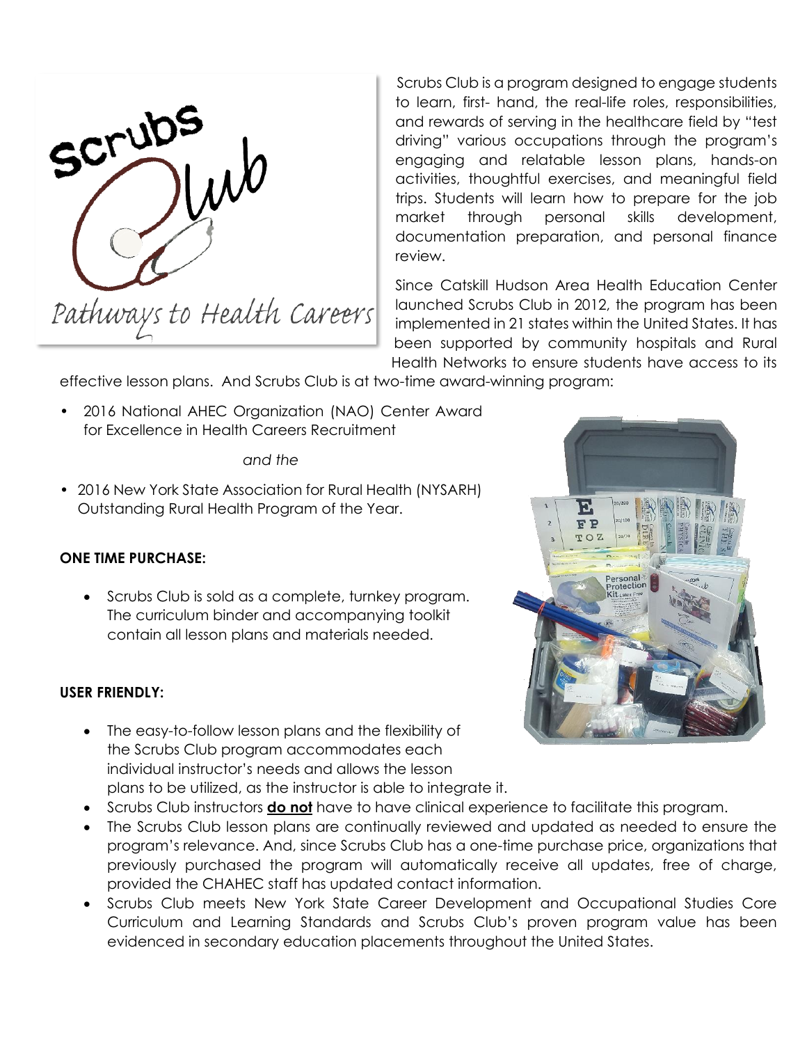Scrubs Club is a program designed to engage students to learn, first- hand, the real-life roles, responsibilities, and rewards of serving in the healthcare field by "test driving" various occupations through the program's engaging and relatable lesson plans, hands-on activities, thoughtful exercises, and meaningful field trips. Students will learn how to prepare for the job market through personal skills development, documentation preparation, and personal finance review.

Since Catskill Hudson Area Health Education Center launched Scrubs Club in 2012, the program has been implemented in 21 states within the United States. It has been supported by community hospitals and Rural Health Networks to ensure students have access to its effective lesson plans. And Scrubs Club is at two-time award-winning program:

- 2016 National AHEC Organization (NAO) Center Award for Excellence in Health Careers Recruitment

  *and the*

- 2016 New York State Association for Rural Health (NYSARH) Outstanding Rural Health Program of the Year.

**ONE TIME PURCHASE:**

- Scrubs Club is sold as a complete, turnkey program. The curriculum binder and accompanying toolkit contain all lesson plans and materials needed.

**USER FRIENDLY:**

- The easy-to-follow lesson plans and the flexibility of the Scrubs Club program accommodates each individual instructor's needs and allows the lesson plans to be utilized, as the instructor is able to integrate it.
- Scrubs Club instructors **do not** have to have clinical experience to facilitate this program.
- The Scrubs Club lesson plans are continually reviewed and updated as needed to ensure the program's relevance. And, since Scrubs Club has a one-time purchase price, organizations that previously purchased the program will automatically receive all updates, free of charge, provided the CHAHEC staff has updated contact information.
- Scrubs Club meets New York State Career Development and Occupational Studies Core Curriculum and Learning Standards and Scrubs Club's proven program value has been evidenced in secondary education placements throughout the United States.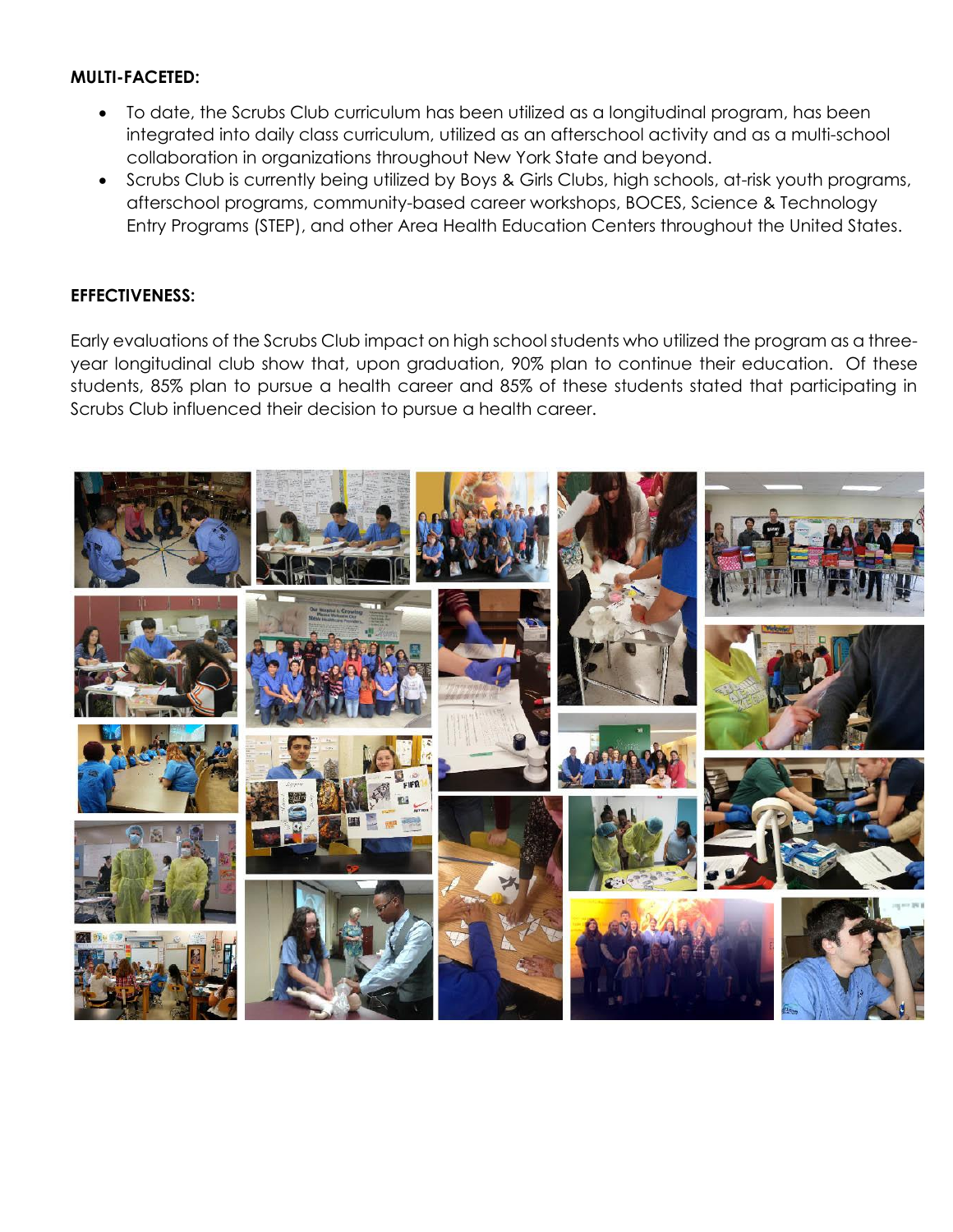**MULTI-FACETED:**

- To date, the Scrubs Club curriculum has been utilized as a longitudinal program, has been integrated into daily class curriculum, utilized as an afterschool activity and as a multi-school collaboration in organizations throughout New York State and beyond.
- Scrubs Club is currently being utilized by Boys & Girls Clubs, high schools, at-risk youth programs, afterschool programs, community-based career workshops, BOCES, Science & Technology Entry Programs (STEP), and other Area Health Education Centers throughout the United States.

**EFFECTIVENESS:**

Early evaluations of the Scrubs Club impact on high school students who utilized the program as a three-year longitudinal club show that, upon graduation, 90% plan to continue their education. Of these students, 85% plan to pursue a health career and 85% of these students stated that participating in Scrubs Club influenced their decision to pursue a health career.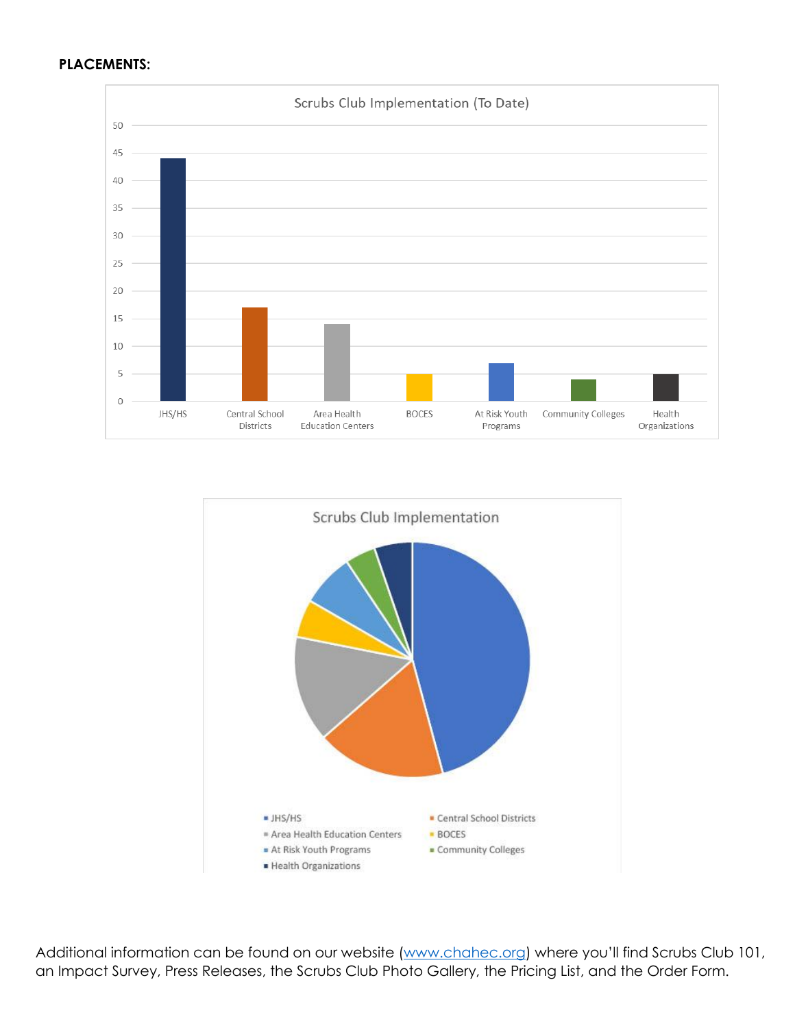**PLACEMENTS:**

Scrubs Club Implementation (To Date)

50
45
40
35
30
25
20
15
10
5
0

JHS/HS
Central School Districts
Area Health Education Centers
BOCES
At Risk Youth Programs
Community Colleges
Health Organizations

Scrubs Club Implementation

JHS/HS
Central School Districts
Area Health Education Centers
BOCES
At Risk Youth Programs
Community Colleges
Health Organizations

Additional information can be found on our website ([www.chahec.org](http://www.chahec.org)) where you'll find Scrubs Club 101, an Impact Survey, Press Releases, the Scrubs Club Photo Gallery, the Pricing List, and the Order Form.